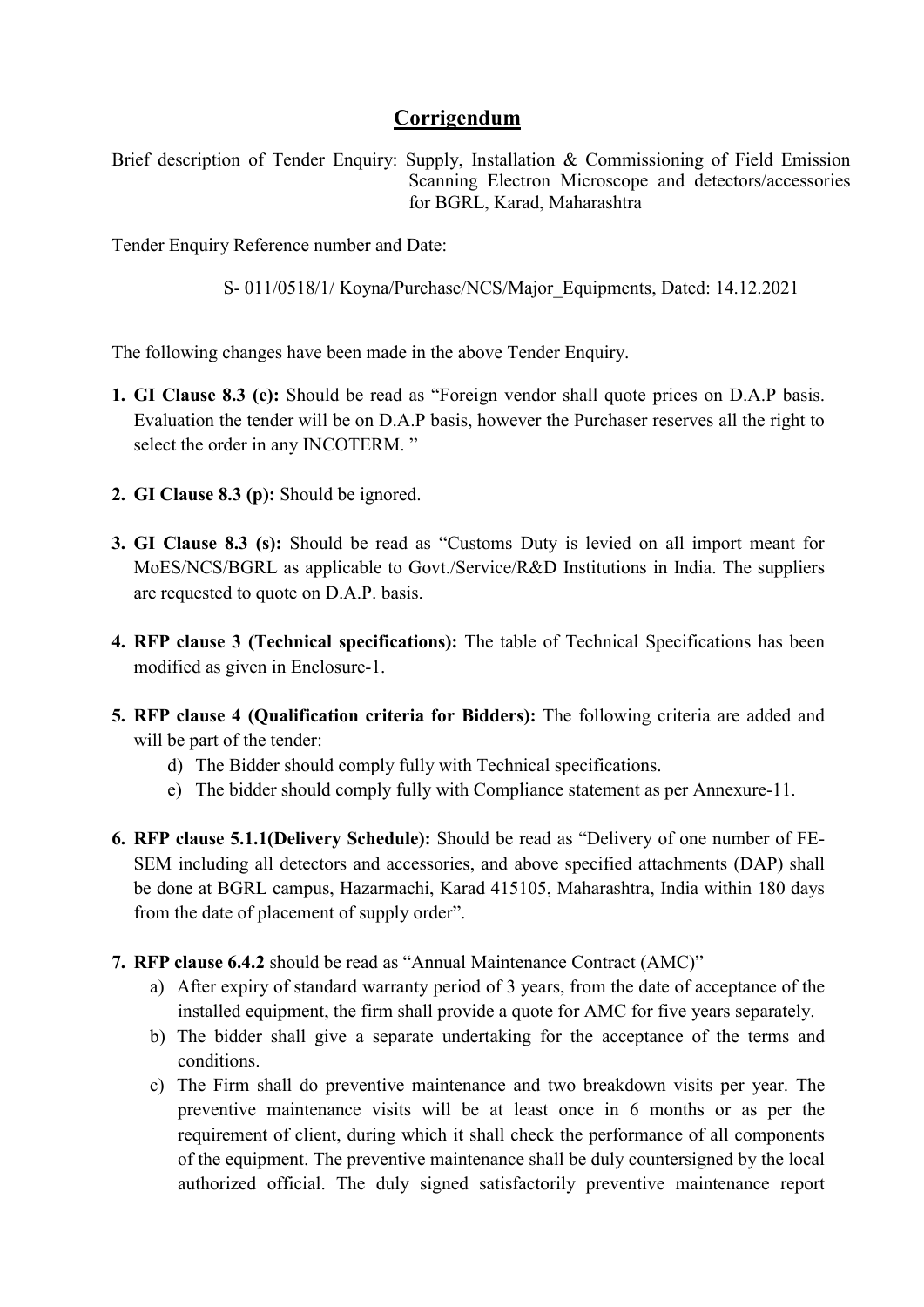# Corrigendum

Brief description of Tender Enquiry: Supply, Installation & Commissioning of Field Emission Scanning Electron Microscope and detectors/accessories for BGRL, Karad, Maharashtra

Tender Enquiry Reference number and Date:

S- 011/0518/1/ Koyna/Purchase/NCS/Major_Equipments, Dated: 14.12.2021

The following changes have been made in the above Tender Enquiry.

1. **GI Clause 8.3 (e):** Should be read as "Foreign vendor shall quote prices on D.A.P basis. Evaluation the tender will be on D.A.P basis, however the Purchaser reserves all the right to select the order in any INCOTERM. "

2. **GI Clause 8.3 (p):** Should be ignored.

3. **GI Clause 8.3 (s):** Should be read as "Customs Duty is levied on all import meant for MoES/NCS/BGRL as applicable to Govt./Service/R&D Institutions in India. The suppliers are requested to quote on D.A.P. basis.

4. **RFP clause 3 (Technical specifications):** The table of Technical Specifications has been modified as given in Enclosure-1.

5. **RFP clause 4 (Qualification criteria for Bidders):** The following criteria are added and will be part of the tender:
   d) The Bidder should comply fully with Technical specifications.
   e) The bidder should comply fully with Compliance statement as per Annexure-11.

6. **RFP clause 5.1.1(Delivery Schedule):** Should be read as "Delivery of one number of FE-SEM including all detectors and accessories, and above specified attachments (DAP) shall be done at BGRL campus, Hazarmachi, Karad 415105, Maharashtra, India within 180 days from the date of placement of supply order".

7. **RFP clause 6.4.2** should be read as "Annual Maintenance Contract (AMC)"
   a) After expiry of standard warranty period of 3 years, from the date of acceptance of the installed equipment, the firm shall provide a quote for AMC for five years separately.
   b) The bidder shall give a separate undertaking for the acceptance of the terms and conditions.
   c) The Firm shall do preventive maintenance and two breakdown visits per year. The preventive maintenance visits will be at least once in 6 months or as per the requirement of client, during which it shall check the performance of all components of the equipment. The preventive maintenance shall be duly countersigned by the local authorized official. The duly signed satisfactorily preventive maintenance report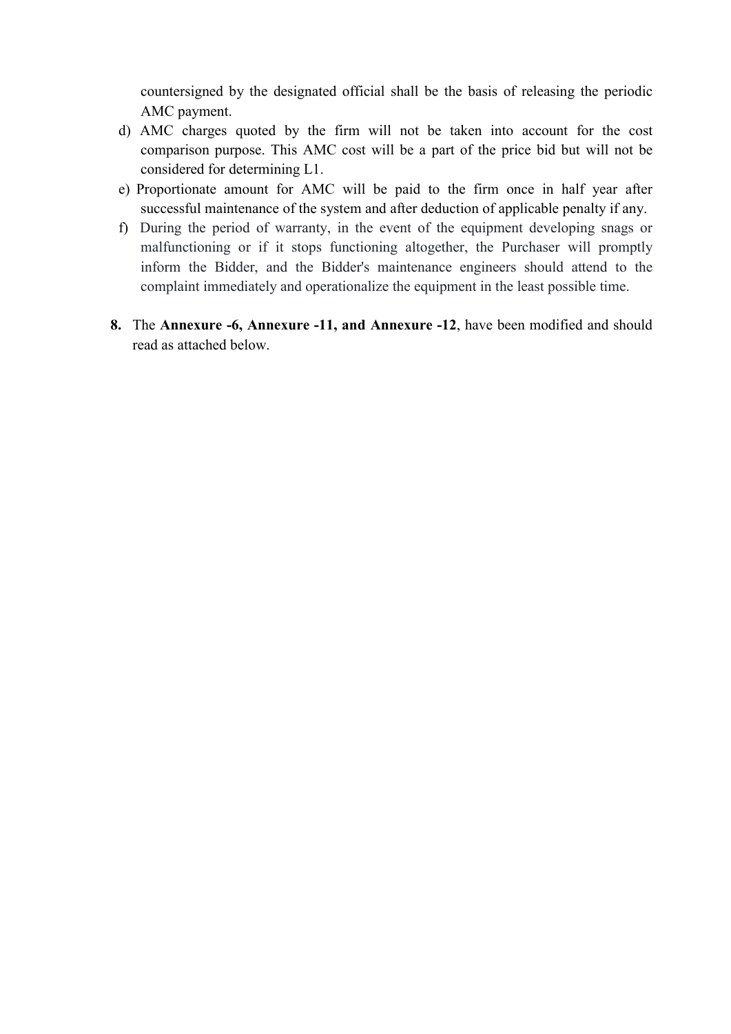countersigned by the designated official shall be the basis of releasing the periodic AMC payment.

d) AMC charges quoted by the firm will not be taken into account for the cost comparison purpose. This AMC cost will be a part of the price bid but will not be considered for determining L1.

e) Proportionate amount for AMC will be paid to the firm once in half year after successful maintenance of the system and after deduction of applicable penalty if any.

f) During the period of warranty, in the event of the equipment developing snags or malfunctioning or if it stops functioning altogether, the Purchaser will promptly inform the Bidder, and the Bidder's maintenance engineers should attend to the complaint immediately and operationalize the equipment in the least possible time.

**8.** The **Annexure -6, Annexure -11, and Annexure -12**, have been modified and should read as attached below.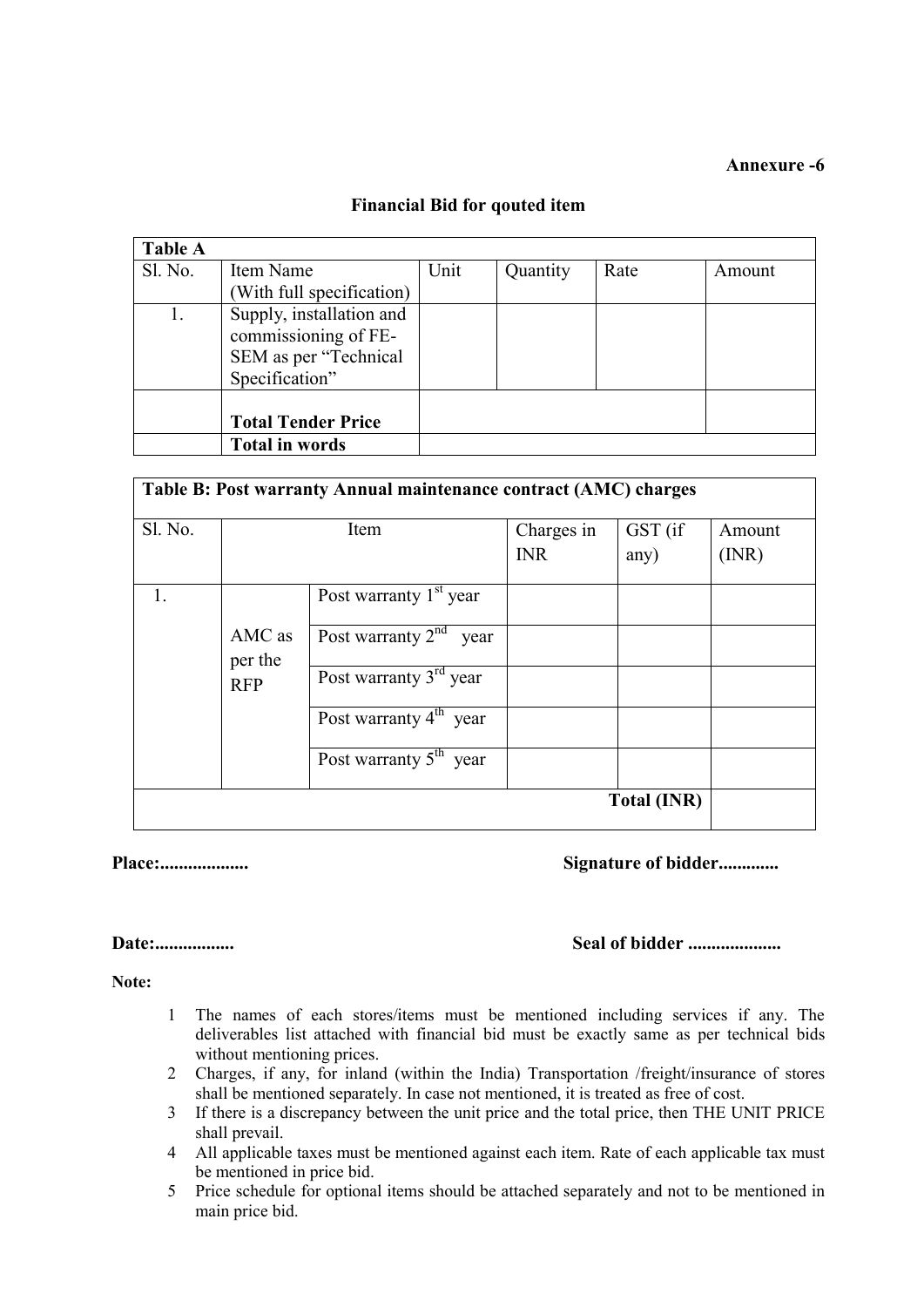**Annexure -6**

## Financial Bid for qouted item

| Table A | | | | | |
|---|---|---|---|---|---|
| Sl. No. | Item Name (With full specification) | Unit | Quantity | Rate | Amount |
| 1. | Supply, installation and commissioning of FE-SEM as per "Technical Specification" | | | | |
| | **Total Tender Price** | | | | |
| | **Total in words** | | | | |

| **Table B: Post warranty Annual maintenance contract (AMC) charges** | | | | | |
|---|---|---|---|---|---|
| Sl. No. | Item | | Charges in INR | GST (if any) | Amount (INR) |
| 1. | AMC as per the RFP | Post warranty 1st year | | | |
| | | Post warranty 2nd year | | | |
| | | Post warranty 3rd year | | | |
| | | Post warranty 4th year | | | |
| | | Post warranty 5th year | | | |
| | | | | **Total (INR)** | |

**Place:...................** **Signature of bidder.............**

**Date:.................** **Seal of bidder ....................**

**Note:**

1. The names of each stores/items must be mentioned including services if any. The deliverables list attached with financial bid must be exactly same as per technical bids without mentioning prices.
2. Charges, if any, for inland (within the India) Transportation /freight/insurance of stores shall be mentioned separately. In case not mentioned, it is treated as free of cost.
3. If there is a discrepancy between the unit price and the total price, then THE UNIT PRICE shall prevail.
4. All applicable taxes must be mentioned against each item. Rate of each applicable tax must be mentioned in price bid.
5. Price schedule for optional items should be attached separately and not to be mentioned in main price bid.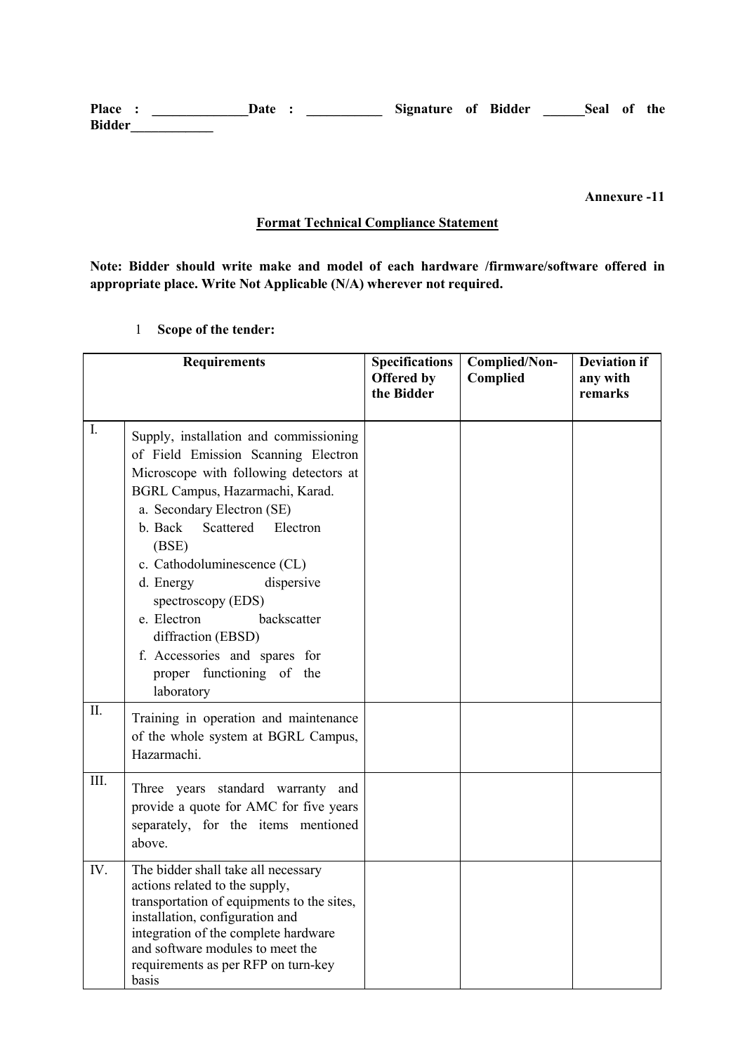**Place : ______________Date : ___________ Signature of Bidder ______Seal of the Bidder____________**

**Annexure -11**

**Format Technical Compliance Statement**

**Note: Bidder should write make and model of each hardware /firmware/software offered in appropriate place. Write Not Applicable (N/A) wherever not required.**

1 **Scope of the tender:**

| Requirements | | Specifications Offered by the Bidder | Complied/Non-Complied | Deviation if any with remarks |
|---|---|---|---|---|
| I. | Supply, installation and commissioning of Field Emission Scanning Electron Microscope with following detectors at BGRL Campus, Hazarmachi, Karad.<br>a. Secondary Electron (SE)<br>b. Back Scattered Electron (BSE)<br>c. Cathodoluminescence (CL)<br>d. Energy dispersive spectroscopy (EDS)<br>e. Electron backscatter diffraction (EBSD)<br>f. Accessories and spares for proper functioning of the laboratory | | | |
| II. | Training in operation and maintenance of the whole system at BGRL Campus, Hazarmachi. | | | |
| III. | Three years standard warranty and provide a quote for AMC for five years separately, for the items mentioned above. | | | |
| IV. | The bidder shall take all necessary actions related to the supply, transportation of equipments to the sites, installation, configuration and integration of the complete hardware and software modules to meet the requirements as per RFP on turn-key basis | | | |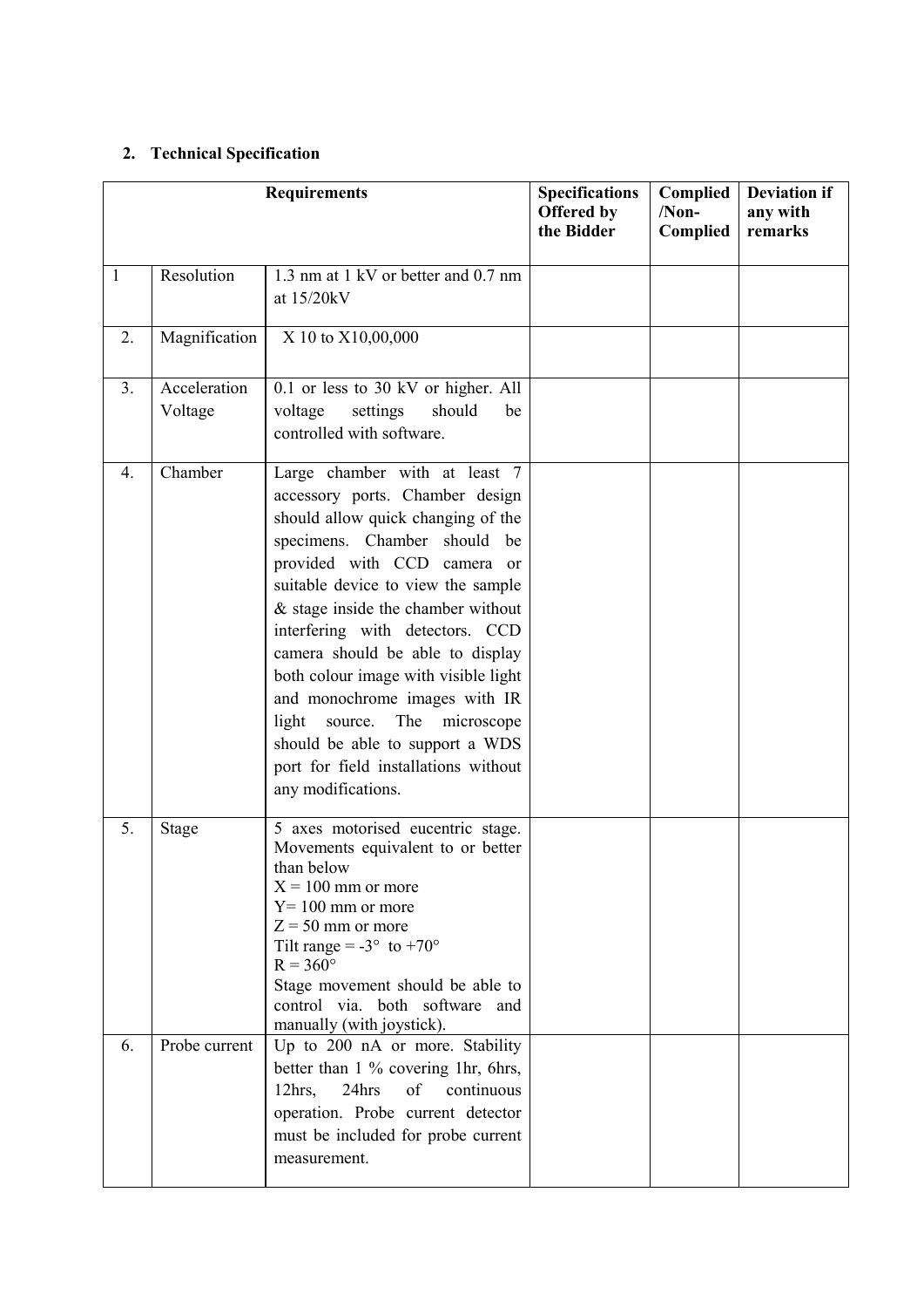## 2. Technical Specification

| Requirements | | | Specifications Offered by the Bidder | Complied /Non-Complied | Deviation if any with remarks |
|---|---|---|---|---|---|
| 1 | Resolution | 1.3 nm at 1 kV or better and 0.7 nm at 15/20kV | | | |
| 2. | Magnification | X 10 to X10,00,000 | | | |
| 3. | Acceleration Voltage | 0.1 or less to 30 kV or higher. All voltage settings should be controlled with software. | | | |
| 4. | Chamber | Large chamber with at least 7 accessory ports. Chamber design should allow quick changing of the specimens. Chamber should be provided with CCD camera or suitable device to view the sample & stage inside the chamber without interfering with detectors. CCD camera should be able to display both colour image with visible light and monochrome images with IR light source. The microscope should be able to support a WDS port for field installations without any modifications. | | | |
| 5. | Stage | 5 axes motorised eucentric stage. Movements equivalent to or better than below<br>X = 100 mm or more<br>Y= 100 mm or more<br>Z = 50 mm or more<br>Tilt range = -3° to +70°<br>R = 360°<br>Stage movement should be able to control via. both software and manually (with joystick). | | | |
| 6. | Probe current | Up to 200 nA or more. Stability better than 1 % covering 1hr, 6hrs, 12hrs, 24hrs of continuous operation. Probe current detector must be included for probe current measurement. | | | |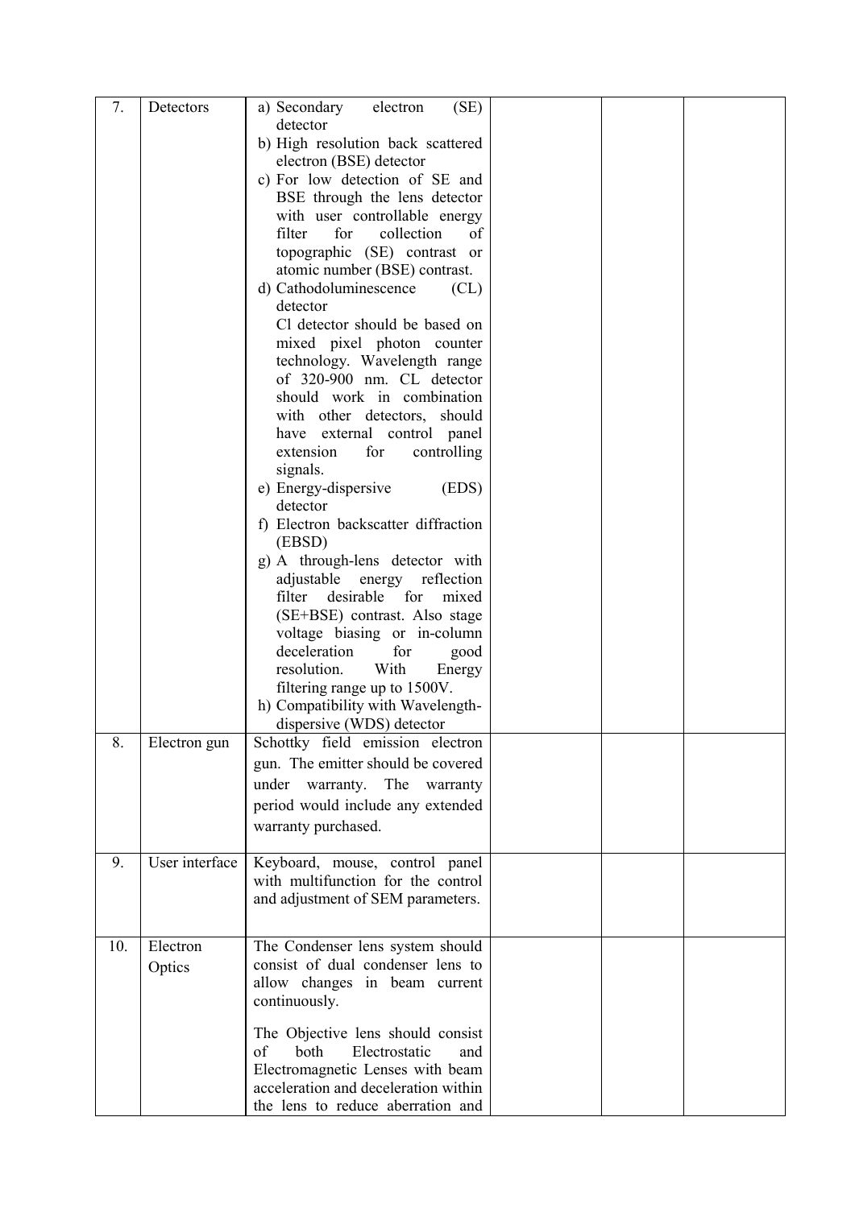| 7. | Detectors | a) Secondary electron (SE) detector<br>b) High resolution back scattered electron (BSE) detector<br>c) For low detection of SE and BSE through the lens detector with user controllable energy filter for collection of topographic (SE) contrast or atomic number (BSE) contrast.<br>d) Cathodoluminescence (CL) detector<br>Cl detector should be based on mixed pixel photon counter technology. Wavelength range of 320-900 nm. CL detector should work in combination with other detectors, should have external control panel extension for controlling signals.<br>e) Energy-dispersive (EDS) detector<br>f) Electron backscatter diffraction (EBSD)<br>g) A through-lens detector with adjustable energy reflection filter desirable for mixed (SE+BSE) contrast. Also stage voltage biasing or in-column deceleration for good resolution. With Energy filtering range up to 1500V.<br>h) Compatibility with Wavelength-dispersive (WDS) detector | | | |
|---|---|---|---|---|---|
| 8. | Electron gun | Schottky field emission electron gun. The emitter should be covered under warranty. The warranty period would include any extended warranty purchased. | | | |
| 9. | User interface | Keyboard, mouse, control panel with multifunction for the control and adjustment of SEM parameters. | | | |
| 10. | Electron Optics | The Condenser lens system should consist of dual condenser lens to allow changes in beam current continuously.<br><br>The Objective lens should consist of both Electrostatic and Electromagnetic Lenses with beam acceleration and deceleration within the lens to reduce aberration and | | | |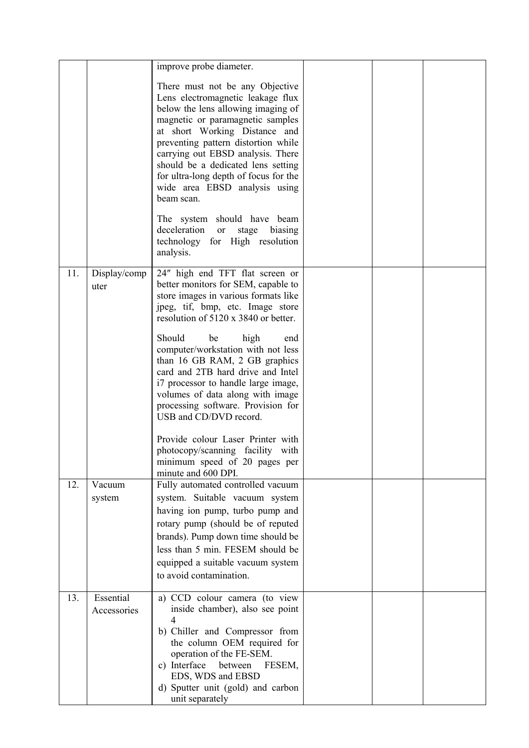| | | | | | |
|---|---|---|---|---|---|
| | | improve probe diameter.<br><br>There must not be any Objective Lens electromagnetic leakage flux below the lens allowing imaging of magnetic or paramagnetic samples at short Working Distance and preventing pattern distortion while carrying out EBSD analysis. There should be a dedicated lens setting for ultra-long depth of focus for the wide area EBSD analysis using beam scan.<br><br>The system should have beam deceleration or stage biasing technology for High resolution analysis. | | | |
| 11. | Display/computer | 24″ high end TFT flat screen or better monitors for SEM, capable to store images in various formats like jpeg, tif, bmp, etc. Image store resolution of 5120 x 3840 or better.<br><br>Should be high end computer/workstation with not less than 16 GB RAM, 2 GB graphics card and 2TB hard drive and Intel i7 processor to handle large image, volumes of data along with image processing software. Provision for USB and CD/DVD record.<br><br>Provide colour Laser Printer with photocopy/scanning facility with minimum speed of 20 pages per minute and 600 DPI. | | | |
| 12. | Vacuum system | Fully automated controlled vacuum system. Suitable vacuum system having ion pump, turbo pump and rotary pump (should be of reputed brands). Pump down time should be less than 5 min. FESEM should be equipped a suitable vacuum system to avoid contamination. | | | |
| 13. | Essential Accessories | a) CCD colour camera (to view inside chamber), also see point 4<br>b) Chiller and Compressor from the column OEM required for operation of the FE-SEM.<br>c) Interface between FESEM, EDS, WDS and EBSD<br>d) Sputter unit (gold) and carbon unit separately | | | |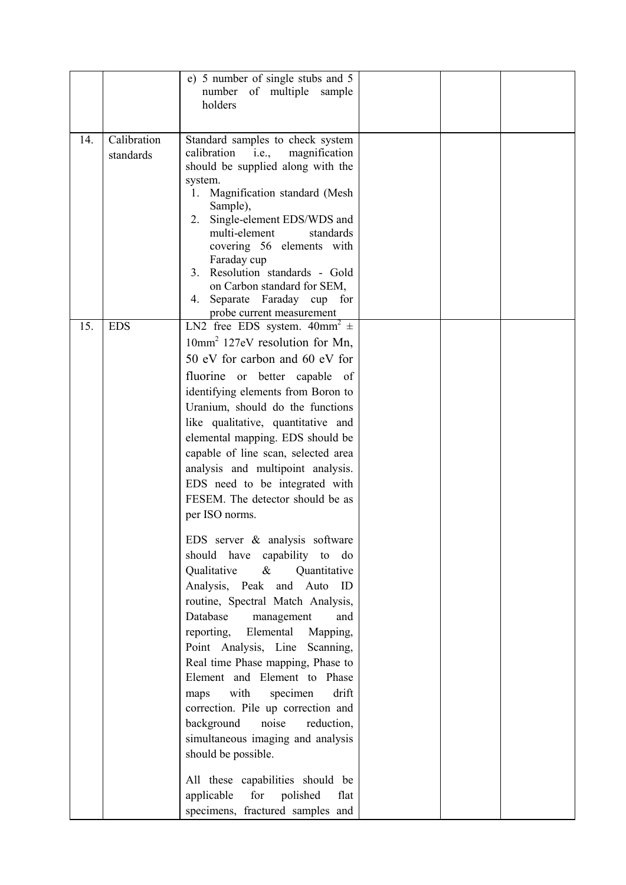|  |  |  |  |  |  |
|---|---|---|---|---|---|
|  |  | e) 5 number of single stubs and 5 number of multiple sample holders |  |  |  |
| 14. | Calibration standards | Standard samples to check system calibration i.e., magnification should be supplied along with the system.<br>1. Magnification standard (Mesh Sample),<br>2. Single-element EDS/WDS and multi-element standards covering 56 elements with Faraday cup<br>3. Resolution standards - Gold on Carbon standard for SEM,<br>4. Separate Faraday cup for probe current measurement |  |  |  |
| 15. | EDS | LN2 free EDS system. $40mm^2 \pm 10mm^2$ 127eV resolution for Mn, 50 eV for carbon and 60 eV for fluorine or better capable of identifying elements from Boron to Uranium, should do the functions like qualitative, quantitative and elemental mapping. EDS should be capable of line scan, selected area analysis and multipoint analysis. EDS need to be integrated with FESEM. The detector should be as per ISO norms.<br><br>EDS server & analysis software should have capability to do Qualitative & Quantitative Analysis, Peak and Auto ID routine, Spectral Match Analysis, Database management and reporting, Elemental Mapping, Point Analysis, Line Scanning, Real time Phase mapping, Phase to Element and Element to Phase maps with specimen drift correction. Pile up correction and background noise reduction, simultaneous imaging and analysis should be possible.<br><br>All these capabilities should be applicable for polished flat specimens, fractured samples and |  |  |  |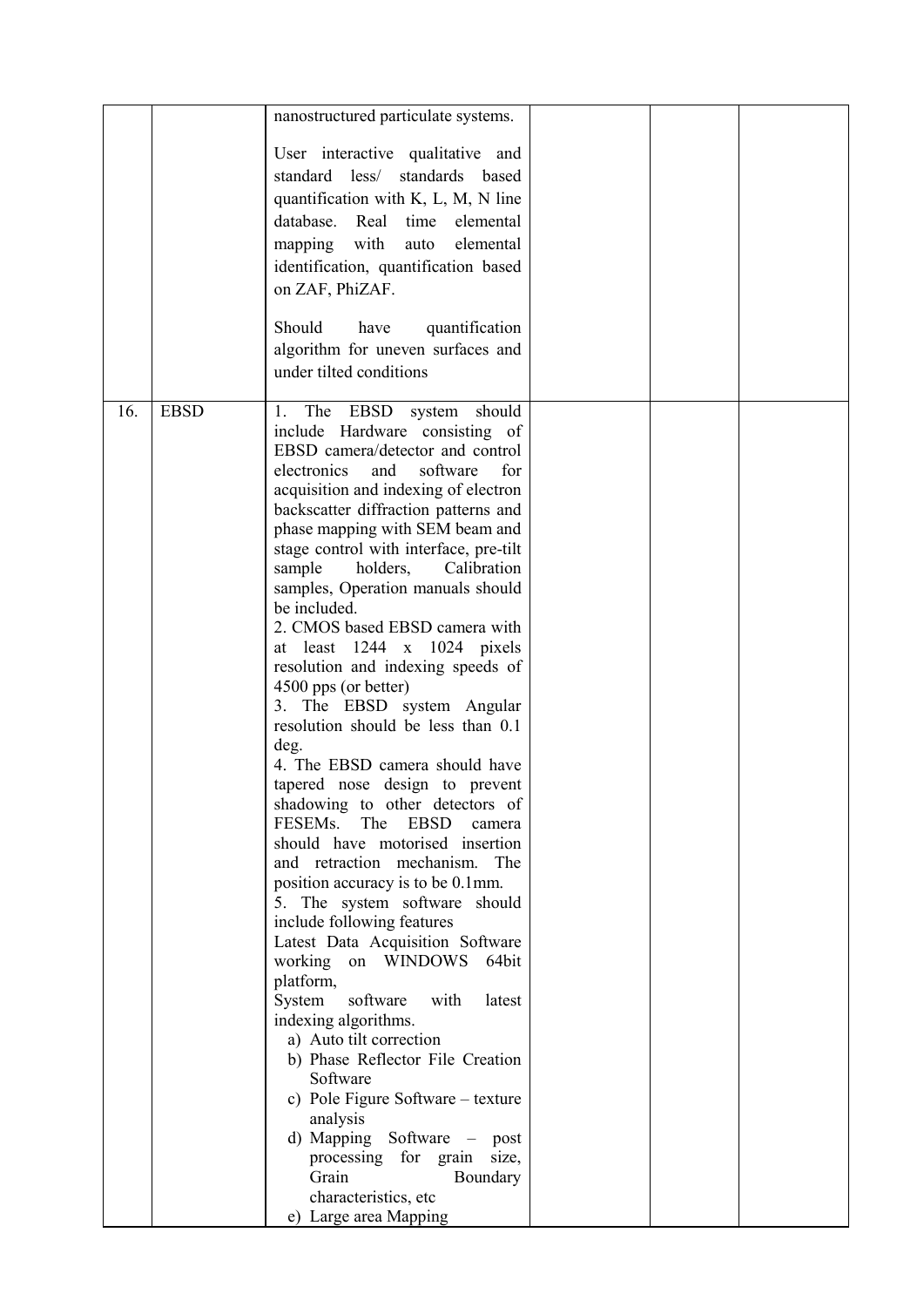|  |  |  |  |  |  |
|---|---|---|---|---|---|
|  |  | nanostructured particulate systems.<br><br>User interactive qualitative and standard less/ standards based quantification with K, L, M, N line database. Real time elemental mapping with auto elemental identification, quantification based on ZAF, PhiZAF.<br><br>Should have quantification algorithm for uneven surfaces and under tilted conditions |  |  |  |
| 16. | EBSD | 1. The EBSD system should include Hardware consisting of EBSD camera/detector and control electronics and software for acquisition and indexing of electron backscatter diffraction patterns and phase mapping with SEM beam and stage control with interface, pre-tilt sample holders, Calibration samples, Operation manuals should be included.<br>2. CMOS based EBSD camera with at least 1244 x 1024 pixels resolution and indexing speeds of 4500 pps (or better)<br>3. The EBSD system Angular resolution should be less than 0.1 deg.<br>4. The EBSD camera should have tapered nose design to prevent shadowing to other detectors of FESEMs. The EBSD camera should have motorised insertion and retraction mechanism. The position accuracy is to be 0.1mm.<br>5. The system software should include following features<br>Latest Data Acquisition Software working on WINDOWS 64bit platform,<br>System software with latest indexing algorithms.<br>a) Auto tilt correction<br>b) Phase Reflector File Creation Software<br>c) Pole Figure Software – texture analysis<br>d) Mapping Software – post processing for grain size, Grain Boundary characteristics, etc<br>e) Large area Mapping |  |  |  |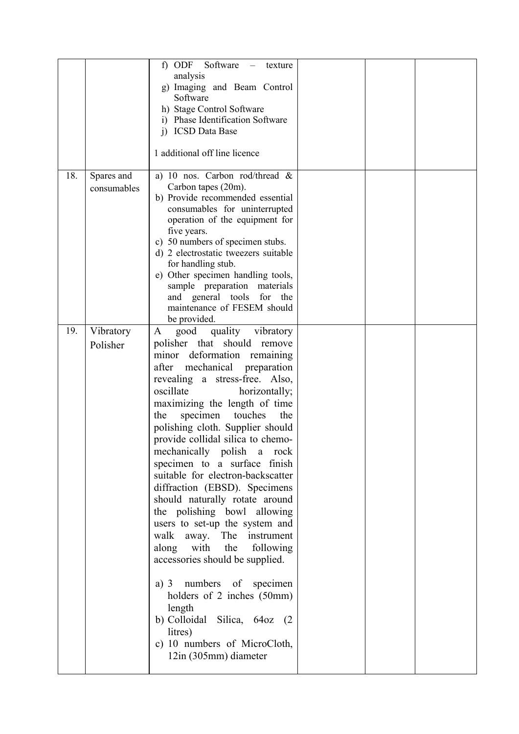| | | | | | |
|---|---|---|---|---|---|
| | | f) ODF Software – texture analysis<br>g) Imaging and Beam Control Software<br>h) Stage Control Software<br>i) Phase Identification Software<br>j) ICSD Data Base<br><br>1 additional off line licence | | | |
| 18. | Spares and consumables | a) 10 nos. Carbon rod/thread & Carbon tapes (20m).<br>b) Provide recommended essential consumables for uninterrupted operation of the equipment for five years.<br>c) 50 numbers of specimen stubs.<br>d) 2 electrostatic tweezers suitable for handling stub.<br>e) Other specimen handling tools, sample preparation materials and general tools for the maintenance of FESEM should be provided. | | | |
| 19. | Vibratory Polisher | A good quality vibratory polisher that should remove minor deformation remaining after mechanical preparation revealing a stress-free. Also, oscillate horizontally; maximizing the length of time the specimen touches the polishing cloth. Supplier should provide collidal silica to chemo-mechanically polish a rock specimen to a surface finish suitable for electron-backscatter diffraction (EBSD). Specimens should naturally rotate around the polishing bowl allowing users to set-up the system and walk away. The instrument along with the following accessories should be supplied.<br><br>a) 3 numbers of specimen holders of 2 inches (50mm) length<br>b) Colloidal Silica, 64oz (2 litres)<br>c) 10 numbers of MicroCloth, 12in (305mm) diameter | | | |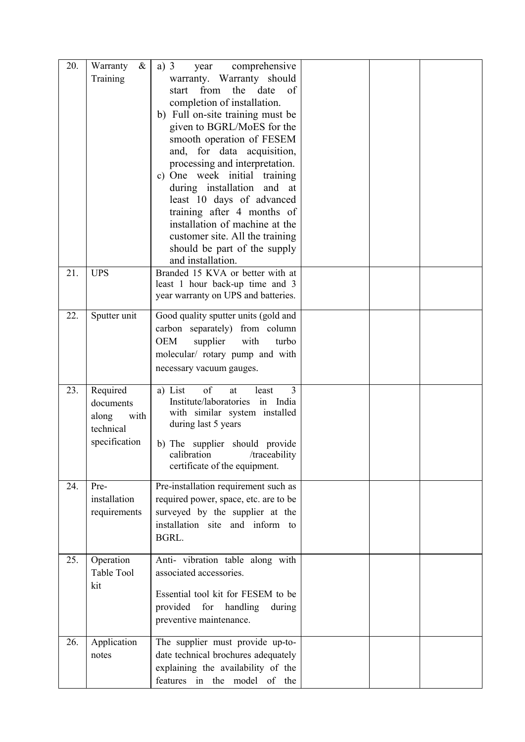| | | | | | |
|---|---|---|---|---|---|
| 20. | Warranty & Training | a) 3 year comprehensive warranty. Warranty should start from the date of completion of installation.<br>b) Full on-site training must be given to BGRL/MoES for the smooth operation of FESEM and, for data acquisition, processing and interpretation.<br>c) One week initial training during installation and at least 10 days of advanced training after 4 months of installation of machine at the customer site. All the training should be part of the supply and installation. | | | |
| 21. | UPS | Branded 15 KVA or better with at least 1 hour back-up time and 3 year warranty on UPS and batteries. | | | |
| 22. | Sputter unit | Good quality sputter units (gold and carbon separately) from column OEM supplier with turbo molecular/ rotary pump and with necessary vacuum gauges. | | | |
| 23. | Required documents along with technical specification | a) List of at least 3 Institute/laboratories in India with similar system installed during last 5 years<br>b) The supplier should provide calibration /traceability certificate of the equipment. | | | |
| 24. | Pre-installation requirements | Pre-installation requirement such as required power, space, etc. are to be surveyed by the supplier at the installation site and inform to BGRL. | | | |
| 25. | Operation Table Tool kit | Anti- vibration table along with associated accessories.<br>Essential tool kit for FESEM to be provided for handling during preventive maintenance. | | | |
| 26. | Application notes | The supplier must provide up-to-date technical brochures adequately explaining the availability of the features in the model of the | | | |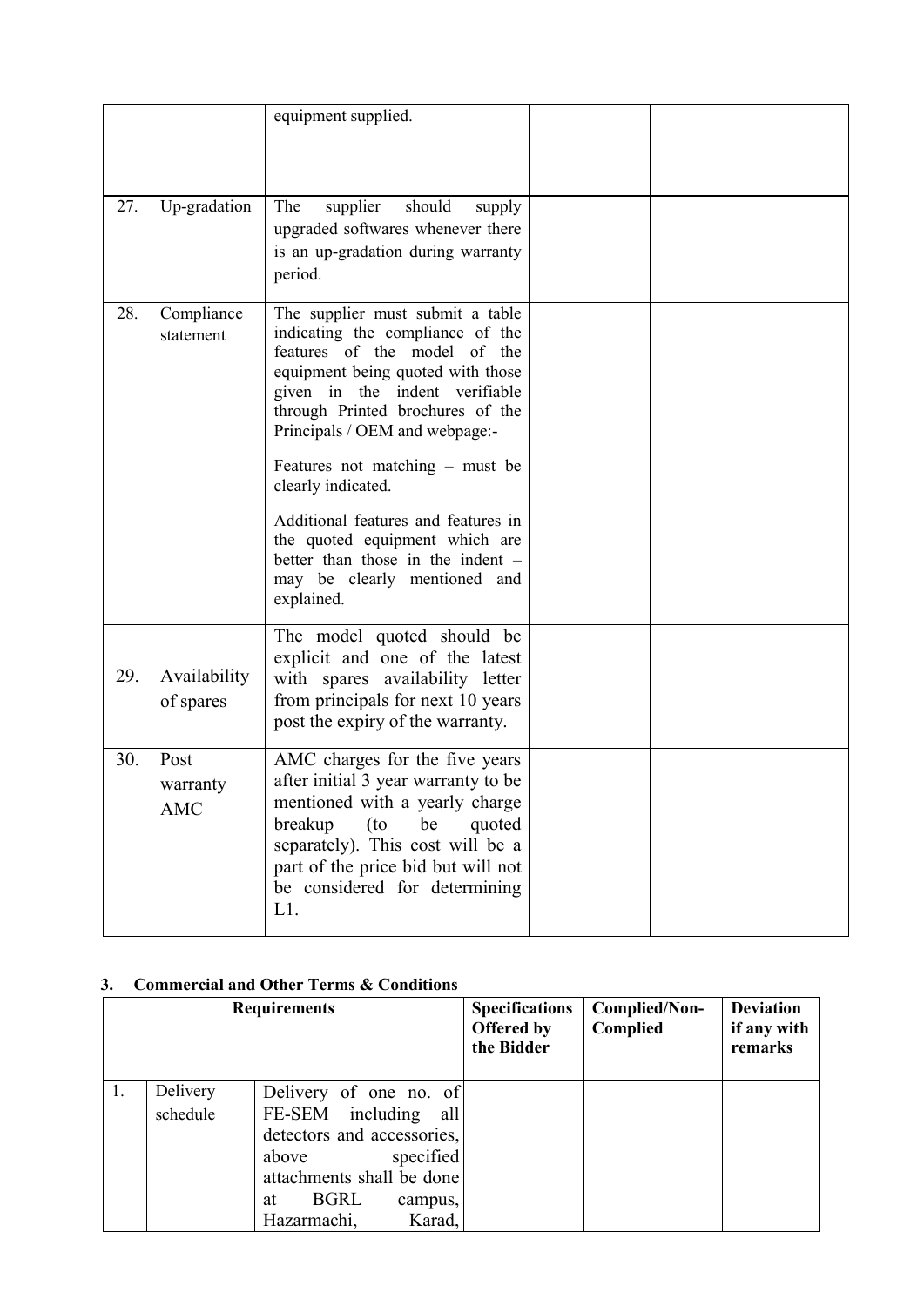|  |  |  |  |  |  |
|---|---|---|---|---|---|
|  |  | equipment supplied. |  |  |  |
| 27. | Up-gradation | The supplier should supply upgraded softwares whenever there is an up-gradation during warranty period. |  |  |  |
| 28. | Compliance statement | The supplier must submit a table indicating the compliance of the features of the model of the equipment being quoted with those given in the indent verifiable through Printed brochures of the Principals / OEM and webpage:-<br><br>Features not matching – must be clearly indicated.<br><br>Additional features and features in the quoted equipment which are better than those in the indent – may be clearly mentioned and explained. |  |  |  |
| 29. | Availability of spares | The model quoted should be explicit and one of the latest with spares availability letter from principals for next 10 years post the expiry of the warranty. |  |  |  |
| 30. | Post warranty AMC | AMC charges for the five years after initial 3 year warranty to be mentioned with a yearly charge breakup (to be quoted separately). This cost will be a part of the price bid but will not be considered for determining L1. |  |  |  |

### 3. Commercial and Other Terms & Conditions

| Requirements | | | Specifications Offered by the Bidder | Complied/Non-Complied | Deviation if any with remarks |
|---|---|---|---|---|---|
| 1. | Delivery schedule | Delivery of one no. of FE-SEM including all detectors and accessories, above specified attachments shall be done at BGRL campus, Hazarmachi, Karad, |  |  |  |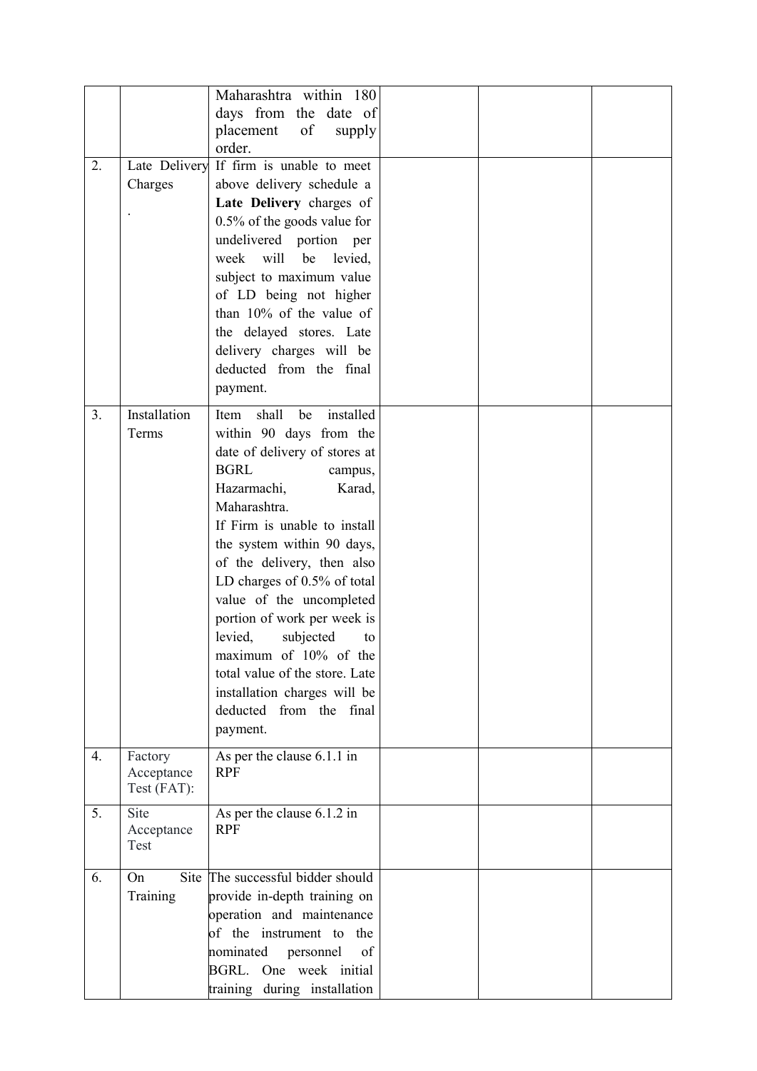| | | | | | |
|---|---|---|---|---|---|
| | | Maharashtra within 180 days from the date of placement of supply order. | | | |
| 2. | Late Delivery Charges<br>. | If firm is unable to meet above delivery schedule a **Late Delivery** charges of 0.5% of the goods value for undelivered portion per week will be levied, subject to maximum value of LD being not higher than 10% of the value of the delayed stores. Late delivery charges will be deducted from the final payment. | | | |
| 3. | Installation Terms | Item shall be installed within 90 days from the date of delivery of stores at BGRL campus, Hazarmachi, Karad, Maharashtra.<br>If Firm is unable to install the system within 90 days, of the delivery, then also LD charges of 0.5% of total value of the uncompleted portion of work per week is levied, subjected to maximum of 10% of the total value of the store. Late installation charges will be deducted from the final payment. | | | |
| 4. | Factory Acceptance Test (FAT): | As per the clause 6.1.1 in RPF | | | |
| 5. | Site Acceptance Test | As per the clause 6.1.2 in RPF | | | |
| 6. | On Site Training | The successful bidder should provide in-depth training on operation and maintenance of the instrument to the nominated personnel of BGRL. One week initial training during installation | | | |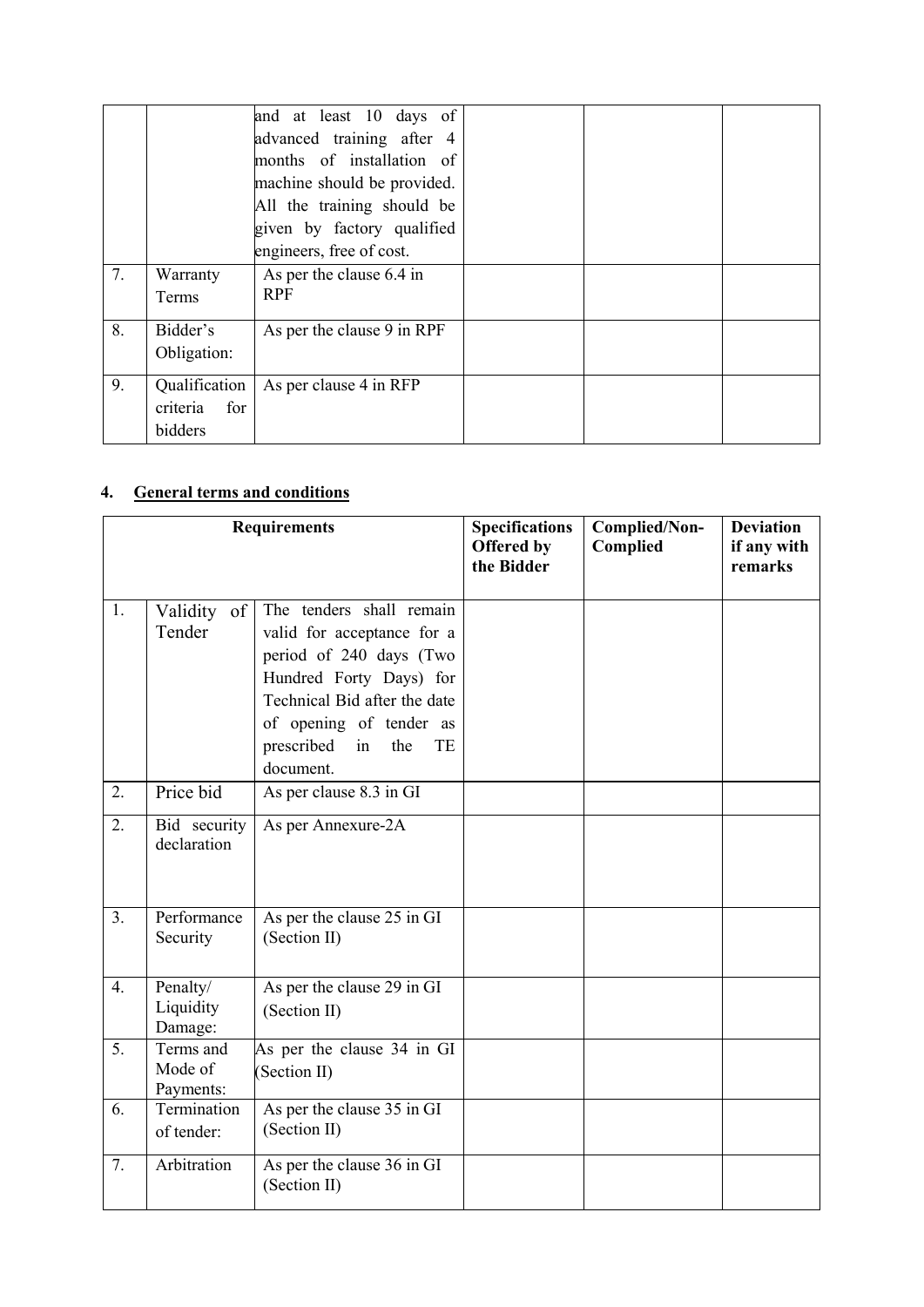|  |  | and at least 10 days of advanced training after 4 months of installation of machine should be provided. All the training should be given by factory qualified engineers, free of cost. |  |  |  |
|---|---|---|---|---|---|
| 7. | Warranty Terms | As per the clause 6.4 in RPF |  |  |  |
| 8. | Bidder's Obligation: | As per the clause 9 in RPF |  |  |  |
| 9. | Qualification criteria for bidders | As per clause 4 in RFP |  |  |  |

## 4. General terms and conditions

| Requirements | | | Specifications Offered by the Bidder | Complied/Non-Complied | Deviation if any with remarks |
|---|---|---|---|---|---|
| 1. | Validity of Tender | The tenders shall remain valid for acceptance for a period of 240 days (Two Hundred Forty Days) for Technical Bid after the date of opening of tender as prescribed in the TE document. |  |  |  |
| 2. | Price bid | As per clause 8.3 in GI |  |  |  |
| 2. | Bid security declaration | As per Annexure-2A |  |  |  |
| 3. | Performance Security | As per the clause 25 in GI (Section II) |  |  |  |
| 4. | Penalty/ Liquidity Damage: | As per the clause 29 in GI (Section II) |  |  |  |
| 5. | Terms and Mode of Payments: | As per the clause 34 in GI (Section II) |  |  |  |
| 6. | Termination of tender: | As per the clause 35 in GI (Section II) |  |  |  |
| 7. | Arbitration | As per the clause 36 in GI (Section II) |  |  |  |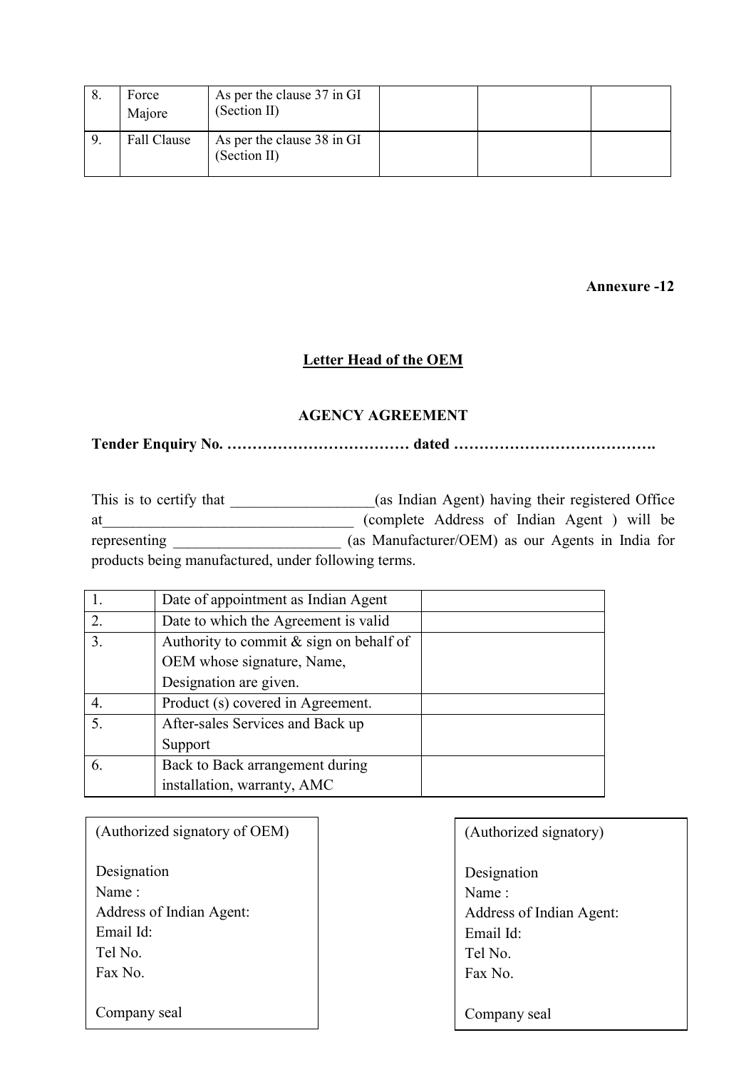| | | | | | |
|---|---|---|---|---|---|
| 8. | Force Majore | As per the clause 37 in GI (Section II) | | | |
| 9. | Fall Clause | As per the clause 38 in GI (Section II) | | | |

**Annexure -12**

**Letter Head of the OEM**

**AGENCY AGREEMENT**

**Tender Enquiry No. ……………………………… dated ………………………………….**

This is to certify that __________________(as Indian Agent) having their registered Office at________________________________ (complete Address of Indian Agent ) will be representing _____________________ (as Manufacturer/OEM) as our Agents in India for products being manufactured, under following terms.

| | | |
|---|---|---|
| 1. | Date of appointment as Indian Agent | |
| 2. | Date to which the Agreement is valid | |
| 3. | Authority to commit & sign on behalf of OEM whose signature, Name, Designation are given. | |
| 4. | Product (s) covered in Agreement. | |
| 5. | After-sales Services and Back up Support | |
| 6. | Back to Back arrangement during installation, warranty, AMC | |

(Authorized signatory of OEM)

Designation
Name :
Address of Indian Agent:
Email Id:
Tel No.
Fax No.

Company seal

(Authorized signatory)

Designation
Name :
Address of Indian Agent:
Email Id:
Tel No.
Fax No.

Company seal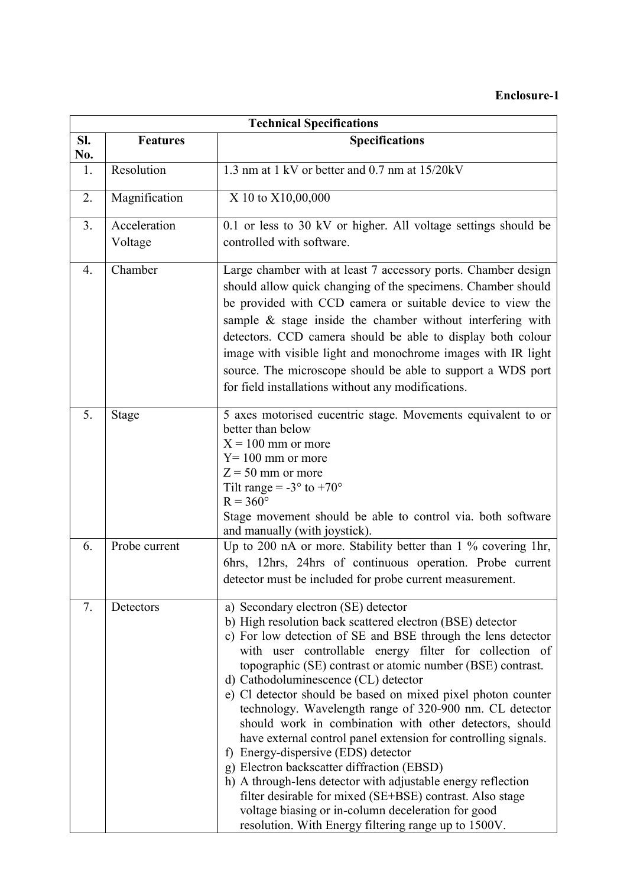**Enclosure-1**

| Technical Specifications | | |
|---|---|---|
| Sl. No. | Features | Specifications |
| 1. | Resolution | 1.3 nm at 1 kV or better and 0.7 nm at 15/20kV |
| 2. | Magnification | X 10 to X10,00,000 |
| 3. | Acceleration Voltage | 0.1 or less to 30 kV or higher. All voltage settings should be controlled with software. |
| 4. | Chamber | Large chamber with at least 7 accessory ports. Chamber design should allow quick changing of the specimens. Chamber should be provided with CCD camera or suitable device to view the sample & stage inside the chamber without interfering with detectors. CCD camera should be able to display both colour image with visible light and monochrome images with IR light source. The microscope should be able to support a WDS port for field installations without any modifications. |
| 5. | Stage | 5 axes motorised eucentric stage. Movements equivalent to or better than below<br>X = 100 mm or more<br>Y= 100 mm or more<br>Z = 50 mm or more<br>Tilt range = -3° to +70°<br>R = 360°<br>Stage movement should be able to control via. both software and manually (with joystick). |
| 6. | Probe current | Up to 200 nA or more. Stability better than 1 % covering 1hr, 6hrs, 12hrs, 24hrs of continuous operation. Probe current detector must be included for probe current measurement. |
| 7. | Detectors | a) Secondary electron (SE) detector<br>b) High resolution back scattered electron (BSE) detector<br>c) For low detection of SE and BSE through the lens detector with user controllable energy filter for collection of topographic (SE) contrast or atomic number (BSE) contrast.<br>d) Cathodoluminescence (CL) detector<br>e) Cl detector should be based on mixed pixel photon counter technology. Wavelength range of 320-900 nm. CL detector should work in combination with other detectors, should have external control panel extension for controlling signals.<br>f) Energy-dispersive (EDS) detector<br>g) Electron backscatter diffraction (EBSD)<br>h) A through-lens detector with adjustable energy reflection filter desirable for mixed (SE+BSE) contrast. Also stage voltage biasing or in-column deceleration for good resolution. With Energy filtering range up to 1500V. |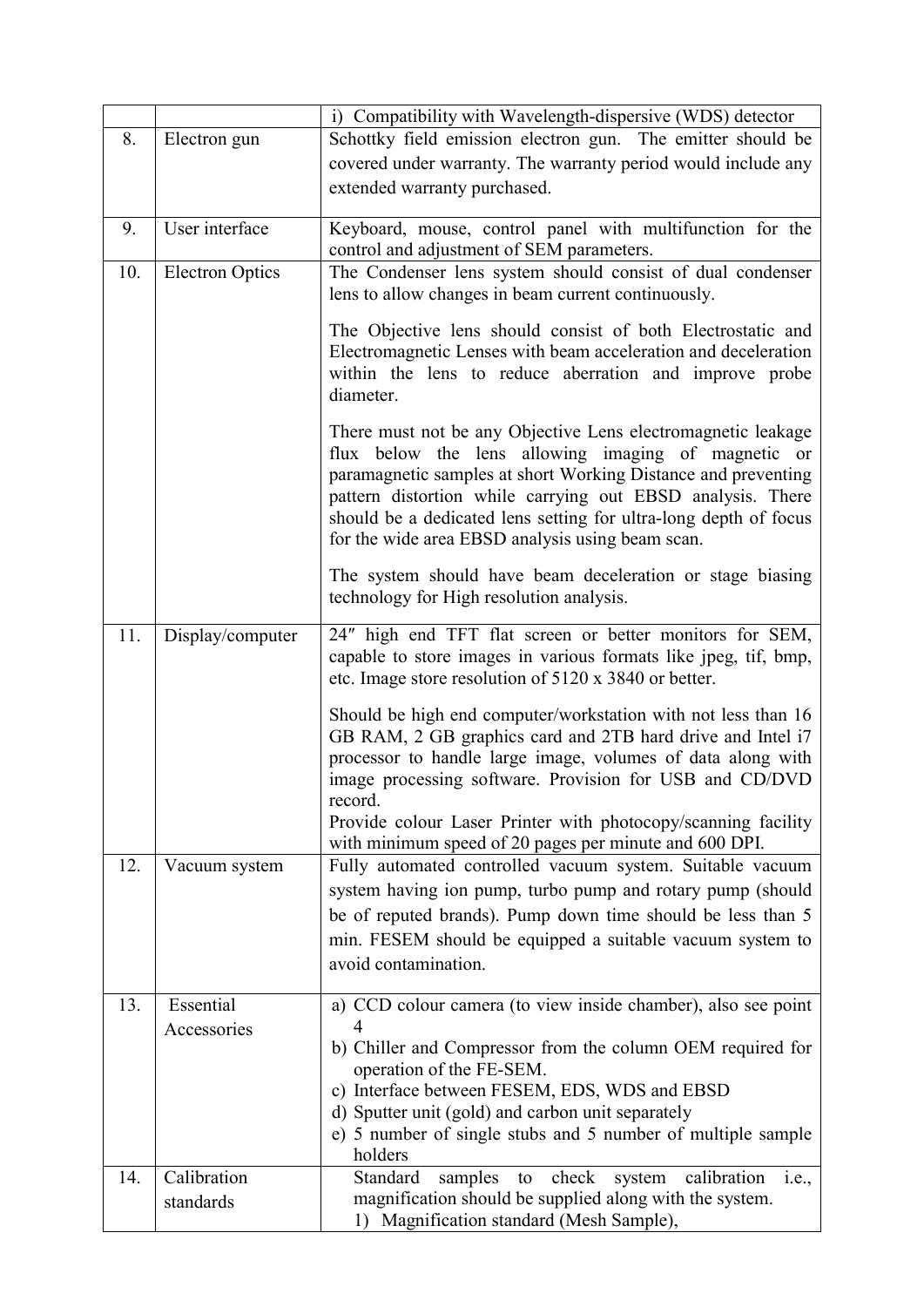| | | |
|---|---|---|
| | | i) Compatibility with Wavelength-dispersive (WDS) detector |
| 8. | Electron gun | Schottky field emission electron gun. The emitter should be covered under warranty. The warranty period would include any extended warranty purchased. |
| 9. | User interface | Keyboard, mouse, control panel with multifunction for the control and adjustment of SEM parameters. |
| 10. | Electron Optics | The Condenser lens system should consist of dual condenser lens to allow changes in beam current continuously.<br><br>The Objective lens should consist of both Electrostatic and Electromagnetic Lenses with beam acceleration and deceleration within the lens to reduce aberration and improve probe diameter.<br><br>There must not be any Objective Lens electromagnetic leakage flux below the lens allowing imaging of magnetic or paramagnetic samples at short Working Distance and preventing pattern distortion while carrying out EBSD analysis. There should be a dedicated lens setting for ultra-long depth of focus for the wide area EBSD analysis using beam scan.<br><br>The system should have beam deceleration or stage biasing technology for High resolution analysis. |
| 11. | Display/computer | 24″ high end TFT flat screen or better monitors for SEM, capable to store images in various formats like jpeg, tif, bmp, etc. Image store resolution of 5120 x 3840 or better.<br><br>Should be high end computer/workstation with not less than 16 GB RAM, 2 GB graphics card and 2TB hard drive and Intel i7 processor to handle large image, volumes of data along with image processing software. Provision for USB and CD/DVD record.<br>Provide colour Laser Printer with photocopy/scanning facility with minimum speed of 20 pages per minute and 600 DPI. |
| 12. | Vacuum system | Fully automated controlled vacuum system. Suitable vacuum system having ion pump, turbo pump and rotary pump (should be of reputed brands). Pump down time should be less than 5 min. FESEM should be equipped a suitable vacuum system to avoid contamination. |
| 13. | Essential Accessories | a) CCD colour camera (to view inside chamber), also see point 4<br>b) Chiller and Compressor from the column OEM required for operation of the FE-SEM.<br>c) Interface between FESEM, EDS, WDS and EBSD<br>d) Sputter unit (gold) and carbon unit separately<br>e) 5 number of single stubs and 5 number of multiple sample holders |
| 14. | Calibration standards | Standard samples to check system calibration i.e., magnification should be supplied along with the system.<br>1) Magnification standard (Mesh Sample), |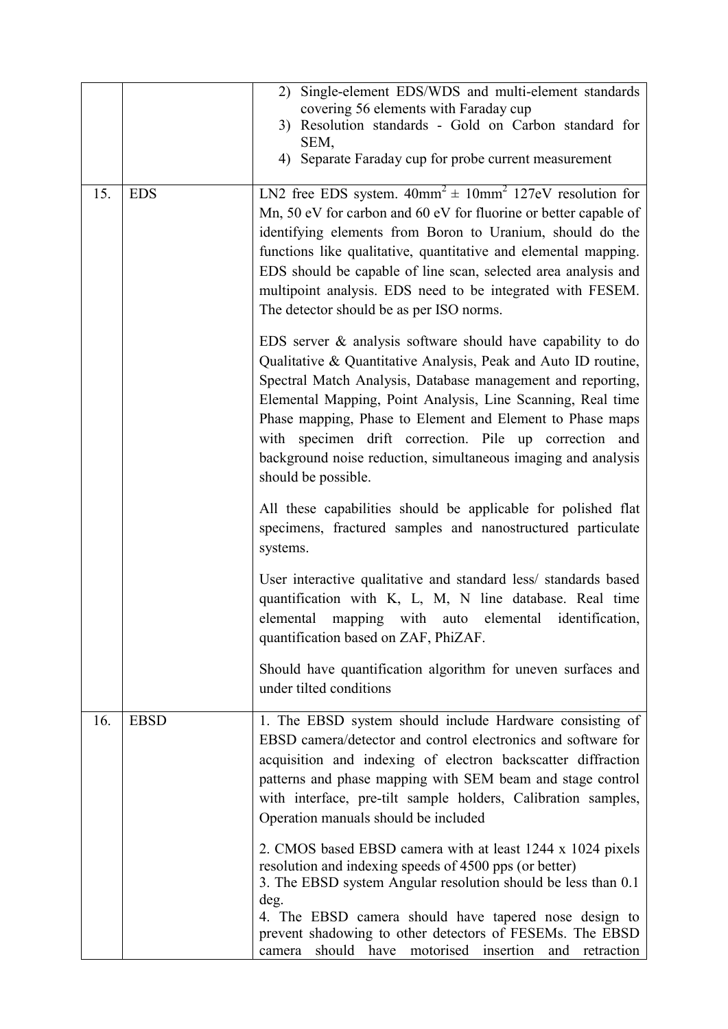| | | |
|---|---|---|
| | | 2) Single-element EDS/WDS and multi-element standards covering 56 elements with Faraday cup<br>3) Resolution standards - Gold on Carbon standard for SEM,<br>4) Separate Faraday cup for probe current measurement |
| 15. | EDS | LN2 free EDS system. $40mm^2 \pm 10mm^2$ 127eV resolution for Mn, 50 eV for carbon and 60 eV for fluorine or better capable of identifying elements from Boron to Uranium, should do the functions like qualitative, quantitative and elemental mapping. EDS should be capable of line scan, selected area analysis and multipoint analysis. EDS need to be integrated with FESEM. The detector should be as per ISO norms.<br><br>EDS server & analysis software should have capability to do Qualitative & Quantitative Analysis, Peak and Auto ID routine, Spectral Match Analysis, Database management and reporting, Elemental Mapping, Point Analysis, Line Scanning, Real time Phase mapping, Phase to Element and Element to Phase maps with specimen drift correction. Pile up correction and background noise reduction, simultaneous imaging and analysis should be possible.<br><br>All these capabilities should be applicable for polished flat specimens, fractured samples and nanostructured particulate systems.<br><br>User interactive qualitative and standard less/ standards based quantification with K, L, M, N line database. Real time elemental mapping with auto elemental identification, quantification based on ZAF, PhiZAF.<br><br>Should have quantification algorithm for uneven surfaces and under tilted conditions |
| 16. | EBSD | 1. The EBSD system should include Hardware consisting of EBSD camera/detector and control electronics and software for acquisition and indexing of electron backscatter diffraction patterns and phase mapping with SEM beam and stage control with interface, pre-tilt sample holders, Calibration samples, Operation manuals should be included<br><br>2. CMOS based EBSD camera with at least 1244 x 1024 pixels resolution and indexing speeds of 4500 pps (or better)<br>3. The EBSD system Angular resolution should be less than 0.1 deg.<br>4. The EBSD camera should have tapered nose design to prevent shadowing to other detectors of FESEMs. The EBSD camera should have motorised insertion and retraction |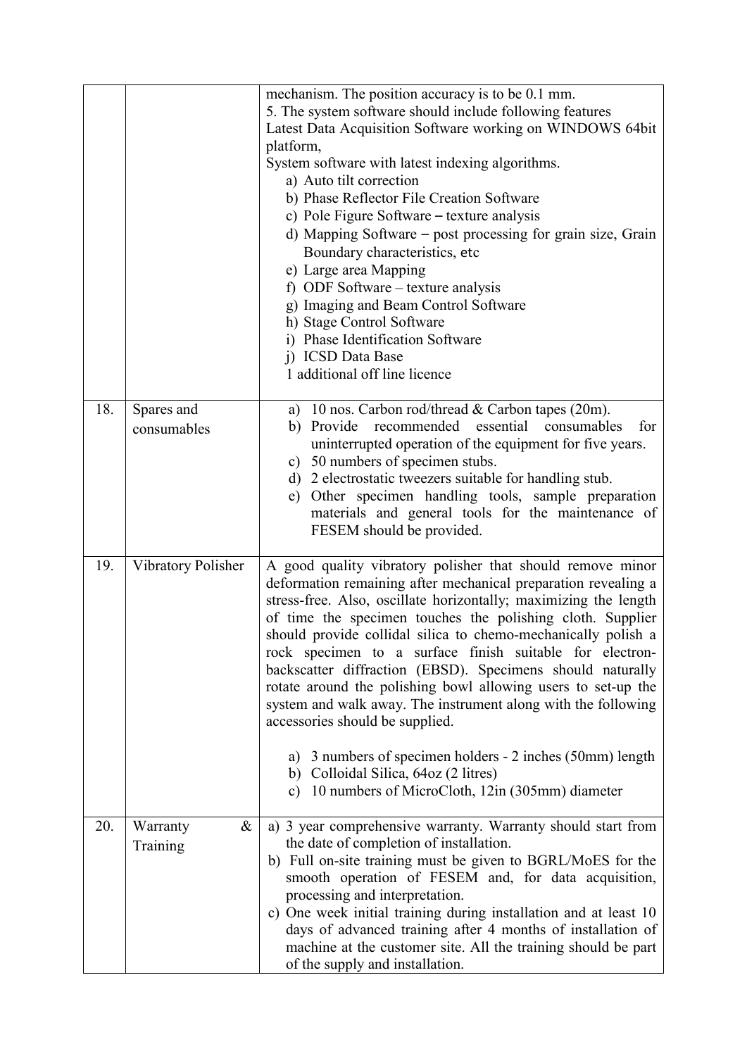| | | |
|---|---|---|
| | | mechanism. The position accuracy is to be 0.1 mm.<br>5. The system software should include following features<br>Latest Data Acquisition Software working on WINDOWS 64bit platform,<br>System software with latest indexing algorithms.<br>a) Auto tilt correction<br>b) Phase Reflector File Creation Software<br>c) Pole Figure Software – texture analysis<br>d) Mapping Software – post processing for grain size, Grain Boundary characteristics, etc<br>e) Large area Mapping<br>f) ODF Software – texture analysis<br>g) Imaging and Beam Control Software<br>h) Stage Control Software<br>i) Phase Identification Software<br>j) ICSD Data Base<br>1 additional off line licence |
| 18. | Spares and consumables | a) 10 nos. Carbon rod/thread & Carbon tapes (20m).<br>b) Provide recommended essential consumables for uninterrupted operation of the equipment for five years.<br>c) 50 numbers of specimen stubs.<br>d) 2 electrostatic tweezers suitable for handling stub.<br>e) Other specimen handling tools, sample preparation materials and general tools for the maintenance of FESEM should be provided. |
| 19. | Vibratory Polisher | A good quality vibratory polisher that should remove minor deformation remaining after mechanical preparation revealing a stress-free. Also, oscillate horizontally; maximizing the length of time the specimen touches the polishing cloth. Supplier should provide collidal silica to chemo-mechanically polish a rock specimen to a surface finish suitable for electron-backscatter diffraction (EBSD). Specimens should naturally rotate around the polishing bowl allowing users to set-up the system and walk away. The instrument along with the following accessories should be supplied.<br>a) 3 numbers of specimen holders - 2 inches (50mm) length<br>b) Colloidal Silica, 64oz (2 litres)<br>c) 10 numbers of MicroCloth, 12in (305mm) diameter |
| 20. | Warranty & Training | a) 3 year comprehensive warranty. Warranty should start from the date of completion of installation.<br>b) Full on-site training must be given to BGRL/MoES for the smooth operation of FESEM and, for data acquisition, processing and interpretation.<br>c) One week initial training during installation and at least 10 days of advanced training after 4 months of installation of machine at the customer site. All the training should be part of the supply and installation. |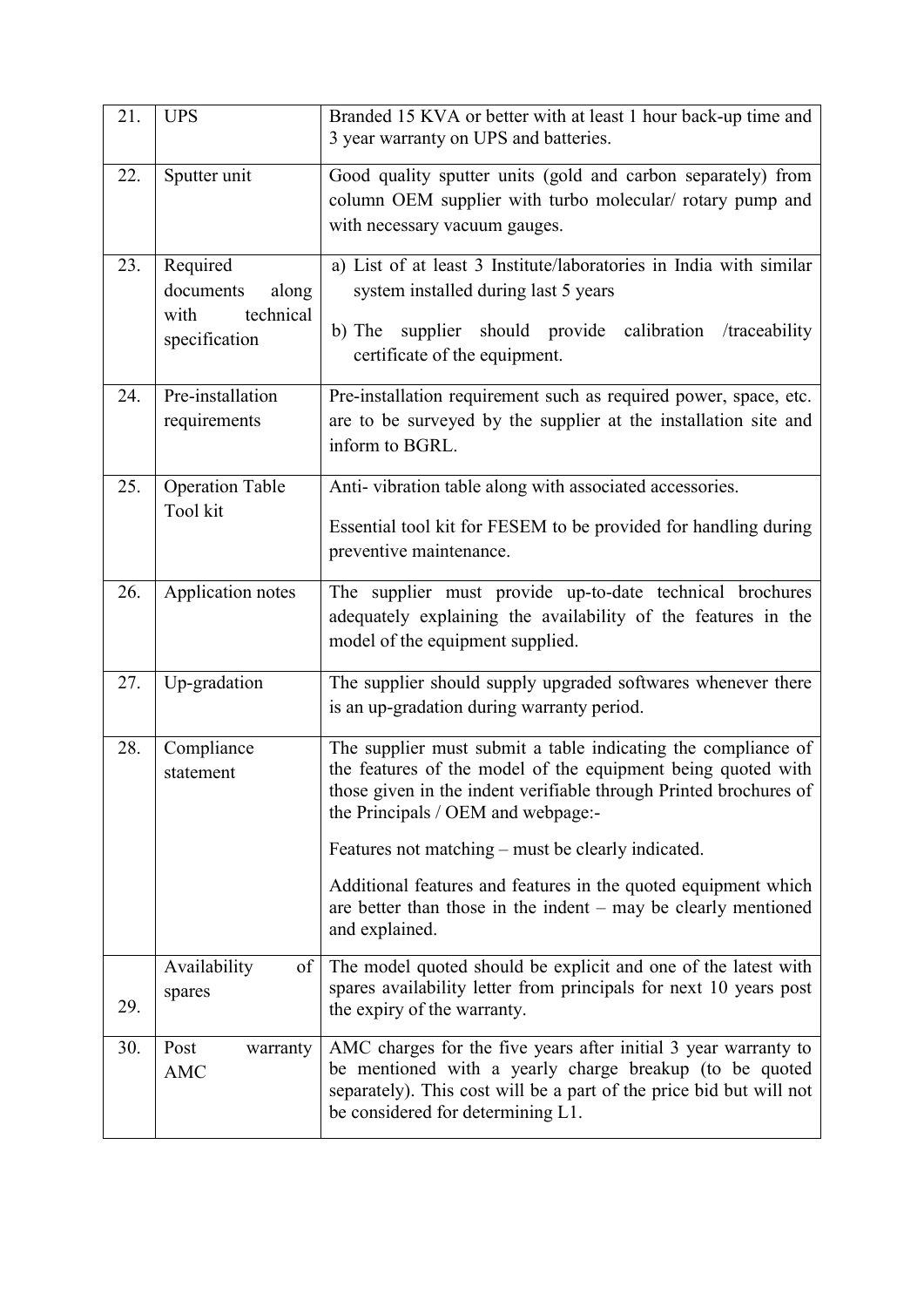| | | |
|---|---|---|
| 21. | UPS | Branded 15 KVA or better with at least 1 hour back-up time and 3 year warranty on UPS and batteries. |
| 22. | Sputter unit | Good quality sputter units (gold and carbon separately) from column OEM supplier with turbo molecular/ rotary pump and with necessary vacuum gauges. |
| 23. | Required documents along with technical specification | a) List of at least 3 Institute/laboratories in India with similar system installed during last 5 years<br>b) The supplier should provide calibration /traceability certificate of the equipment. |
| 24. | Pre-installation requirements | Pre-installation requirement such as required power, space, etc. are to be surveyed by the supplier at the installation site and inform to BGRL. |
| 25. | Operation Table<br>Tool kit | Anti- vibration table along with associated accessories.<br>Essential tool kit for FESEM to be provided for handling during preventive maintenance. |
| 26. | Application notes | The supplier must provide up-to-date technical brochures adequately explaining the availability of the features in the model of the equipment supplied. |
| 27. | Up-gradation | The supplier should supply upgraded softwares whenever there is an up-gradation during warranty period. |
| 28. | Compliance statement | The supplier must submit a table indicating the compliance of the features of the model of the equipment being quoted with those given in the indent verifiable through Printed brochures of the Principals / OEM and webpage:-<br>Features not matching – must be clearly indicated.<br>Additional features and features in the quoted equipment which are better than those in the indent – may be clearly mentioned and explained. |
| 29. | Availability of spares | The model quoted should be explicit and one of the latest with spares availability letter from principals for next 10 years post the expiry of the warranty. |
| 30. | Post warranty AMC | AMC charges for the five years after initial 3 year warranty to be mentioned with a yearly charge breakup (to be quoted separately). This cost will be a part of the price bid but will not be considered for determining L1. |